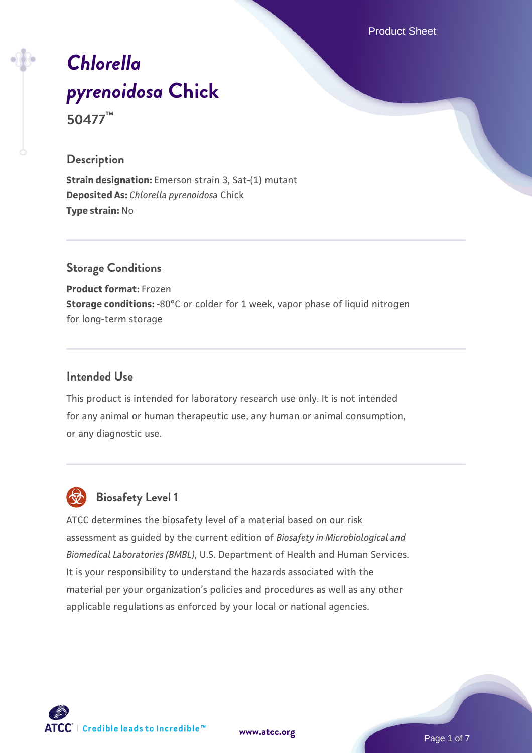# *Chlorella pyrenoidosa* Chick

**50477™**

## Description

**Strain designation:** Emerson strain 3, Sat-(1) mutant
**Deposited As:** *Chlorella pyrenoidosa* Chick
**Type strain:** No

## Storage Conditions

**Product format:** Frozen
**Storage conditions:** -80°C or colder for 1 week, vapor phase of liquid nitrogen for long-term storage

## Intended Use

This product is intended for laboratory research use only. It is not intended for any animal or human therapeutic use, any human or animal consumption, or any diagnostic use.

## Biosafety Level 1

ATCC determines the biosafety level of a material based on our risk assessment as guided by the current edition of *Biosafety in Microbiological and Biomedical Laboratories (BMBL)*, U.S. Department of Health and Human Services. It is your responsibility to understand the hazards associated with the material per your organization's policies and procedures as well as any other applicable regulations as enforced by your local or national agencies.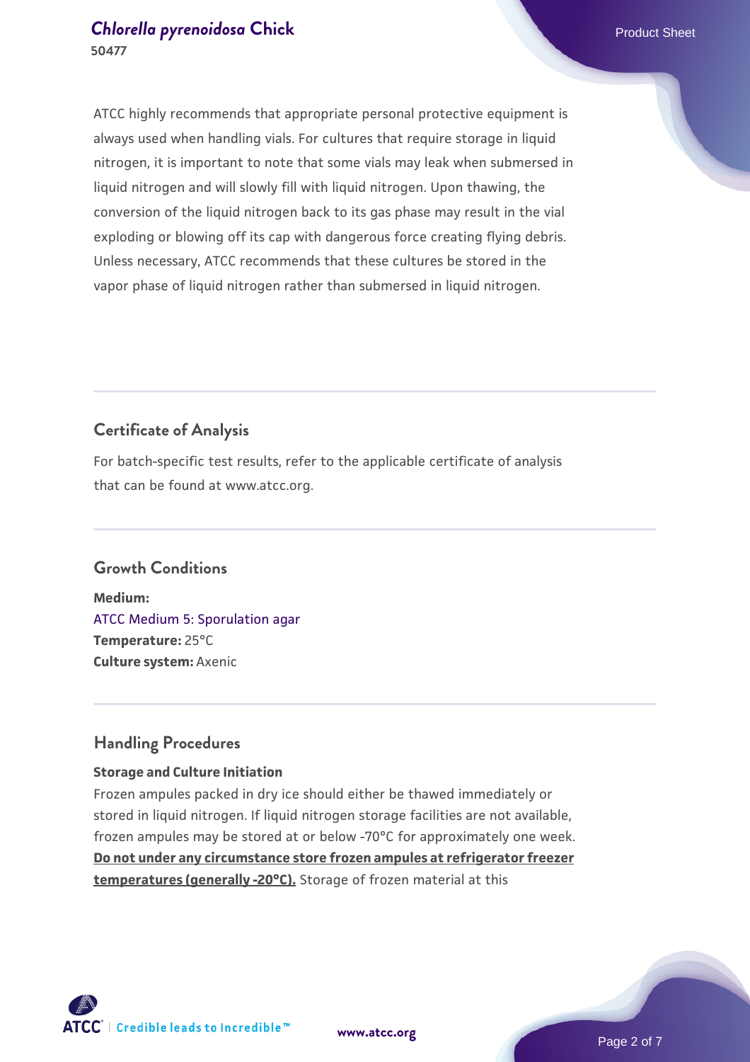ATCC highly recommends that appropriate personal protective equipment is always used when handling vials. For cultures that require storage in liquid nitrogen, it is important to note that some vials may leak when submersed in liquid nitrogen and will slowly fill with liquid nitrogen. Upon thawing, the conversion of the liquid nitrogen back to its gas phase may result in the vial exploding or blowing off its cap with dangerous force creating flying debris. Unless necessary, ATCC recommends that these cultures be stored in the vapor phase of liquid nitrogen rather than submersed in liquid nitrogen.

## Certificate of Analysis

For batch-specific test results, refer to the applicable certificate of analysis that can be found at www.atcc.org.

## Growth Conditions

**Medium:**
ATCC Medium 5: Sporulation agar
**Temperature:** 25°C
**Culture system:** Axenic

## Handling Procedures

**Storage and Culture Initiation**

Frozen ampules packed in dry ice should either be thawed immediately or stored in liquid nitrogen. If liquid nitrogen storage facilities are not available, frozen ampules may be stored at or below -70°C for approximately one week. **Do not under any circumstance store frozen ampules at refrigerator freezer temperatures (generally -20°C).** Storage of frozen material at this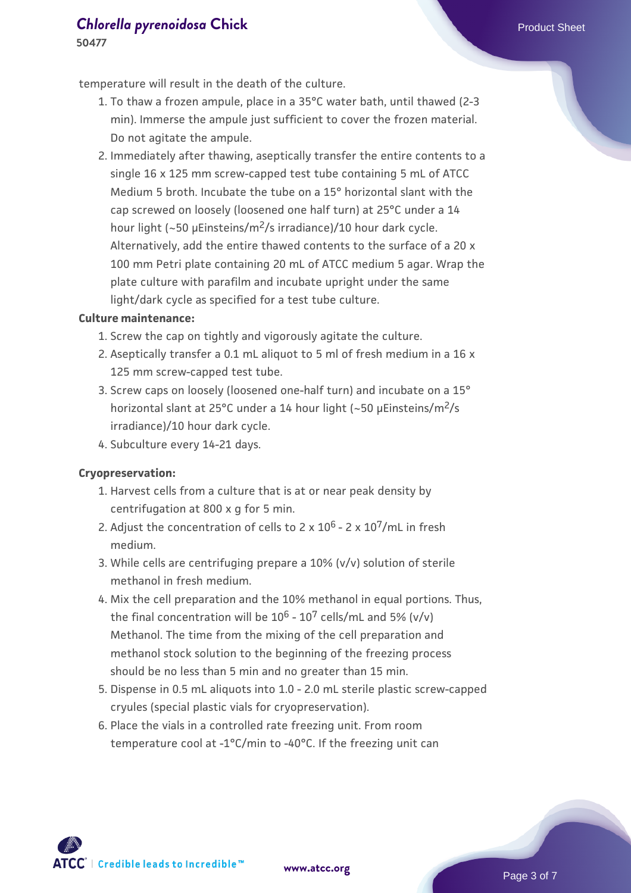temperature will result in the death of the culture.

1. To thaw a frozen ampule, place in a 35°C water bath, until thawed (2-3 min). Immerse the ampule just sufficient to cover the frozen material. Do not agitate the ampule.
2. Immediately after thawing, aseptically transfer the entire contents to a single 16 x 125 mm screw-capped test tube containing 5 mL of ATCC Medium 5 broth. Incubate the tube on a 15° horizontal slant with the cap screwed on loosely (loosened one half turn) at 25°C under a 14 hour light (~50 µEinsteins/$m^2$/s irradiance)/10 hour dark cycle. Alternatively, add the entire thawed contents to the surface of a 20 x 100 mm Petri plate containing 20 mL of ATCC medium 5 agar. Wrap the plate culture with parafilm and incubate upright under the same light/dark cycle as specified for a test tube culture.

**Culture maintenance:**

1. Screw the cap on tightly and vigorously agitate the culture.
2. Aseptically transfer a 0.1 mL aliquot to 5 ml of fresh medium in a 16 x 125 mm screw-capped test tube.
3. Screw caps on loosely (loosened one-half turn) and incubate on a 15° horizontal slant at 25°C under a 14 hour light (~50 µEinsteins/$m^2$/s irradiance)/10 hour dark cycle.
4. Subculture every 14-21 days.

**Cryopreservation:**

1. Harvest cells from a culture that is at or near peak density by centrifugation at 800 x g for 5 min.
2. Adjust the concentration of cells to 2 x $10^6$ - 2 x $10^7$/mL in fresh medium.
3. While cells are centrifuging prepare a 10% (v/v) solution of sterile methanol in fresh medium.
4. Mix the cell preparation and the 10% methanol in equal portions. Thus, the final concentration will be $10^6$ - $10^7$ cells/mL and 5% (v/v) Methanol. The time from the mixing of the cell preparation and methanol stock solution to the beginning of the freezing process should be no less than 5 min and no greater than 15 min.
5. Dispense in 0.5 mL aliquots into 1.0 - 2.0 mL sterile plastic screw-capped cryules (special plastic vials for cryopreservation).
6. Place the vials in a controlled rate freezing unit. From room temperature cool at -1°C/min to -40°C. If the freezing unit can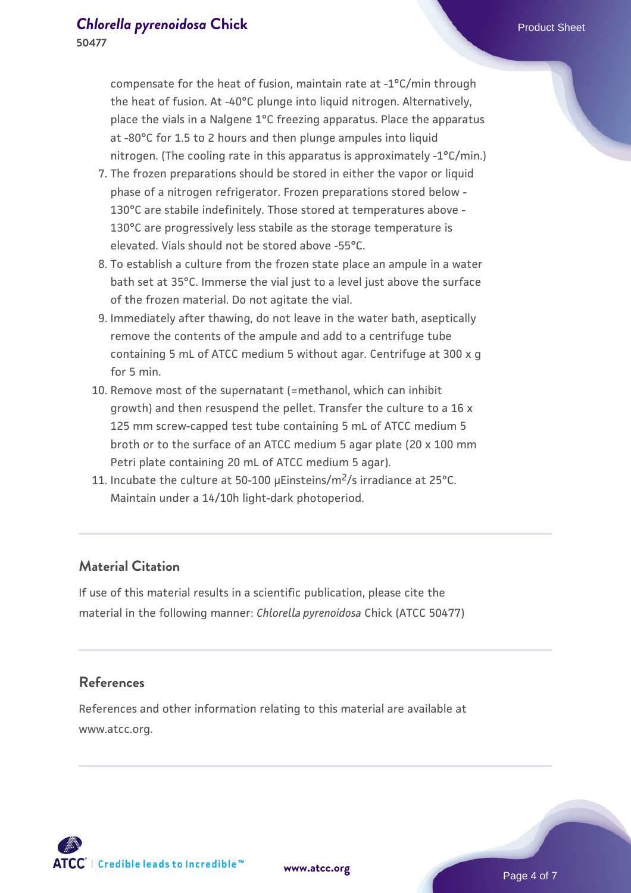compensate for the heat of fusion, maintain rate at -1°C/min through the heat of fusion. At -40°C plunge into liquid nitrogen. Alternatively, place the vials in a Nalgene 1°C freezing apparatus. Place the apparatus at -80°C for 1.5 to 2 hours and then plunge ampules into liquid nitrogen. (The cooling rate in this apparatus is approximately -1°C/min.)

7. The frozen preparations should be stored in either the vapor or liquid phase of a nitrogen refrigerator. Frozen preparations stored below -130°C are stabile indefinitely. Those stored at temperatures above -130°C are progressively less stable as the storage temperature is elevated. Vials should not be stored above -55°C.
8. To establish a culture from the frozen state place an ampule in a water bath set at 35°C. Immerse the vial just to a level just above the surface of the frozen material. Do not agitate the vial.
9. Immediately after thawing, do not leave in the water bath, aseptically remove the contents of the ampule and add to a centrifuge tube containing 5 mL of ATCC medium 5 without agar. Centrifuge at 300 x g for 5 min.
10. Remove most of the supernatant (=methanol, which can inhibit growth) and then resuspend the pellet. Transfer the culture to a 16 x 125 mm screw-capped test tube containing 5 mL of ATCC medium 5 broth or to the surface of an ATCC medium 5 agar plate (20 x 100 mm Petri plate containing 20 mL of ATCC medium 5 agar).
11. Incubate the culture at 50-100 µEinsteins/$m^2$/s irradiance at 25°C. Maintain under a 14/10h light-dark photoperiod.

## Material Citation

If use of this material results in a scientific publication, please cite the material in the following manner: *Chlorella pyrenoidosa* Chick (ATCC 50477)

## References

References and other information relating to this material are available at www.atcc.org.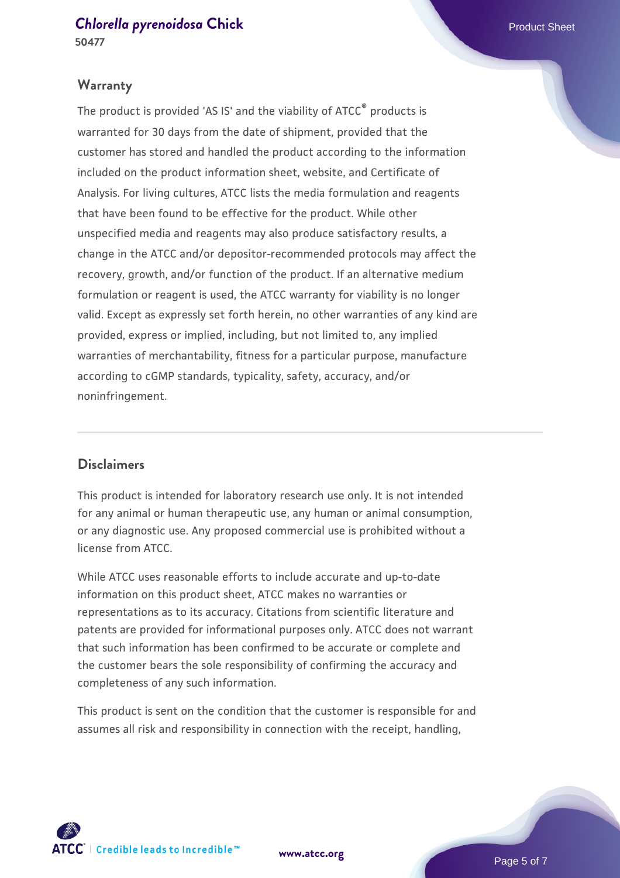## Warranty

The product is provided 'AS IS' and the viability of ATCC® products is warranted for 30 days from the date of shipment, provided that the customer has stored and handled the product according to the information included on the product information sheet, website, and Certificate of Analysis. For living cultures, ATCC lists the media formulation and reagents that have been found to be effective for the product. While other unspecified media and reagents may also produce satisfactory results, a change in the ATCC and/or depositor-recommended protocols may affect the recovery, growth, and/or function of the product. If an alternative medium formulation or reagent is used, the ATCC warranty for viability is no longer valid. Except as expressly set forth herein, no other warranties of any kind are provided, express or implied, including, but not limited to, any implied warranties of merchantability, fitness for a particular purpose, manufacture according to cGMP standards, typicality, safety, accuracy, and/or noninfringement.

## Disclaimers

This product is intended for laboratory research use only. It is not intended for any animal or human therapeutic use, any human or animal consumption, or any diagnostic use. Any proposed commercial use is prohibited without a license from ATCC.

While ATCC uses reasonable efforts to include accurate and up-to-date information on this product sheet, ATCC makes no warranties or representations as to its accuracy. Citations from scientific literature and patents are provided for informational purposes only. ATCC does not warrant that such information has been confirmed to be accurate or complete and the customer bears the sole responsibility of confirming the accuracy and completeness of any such information.

This product is sent on the condition that the customer is responsible for and assumes all risk and responsibility in connection with the receipt, handling,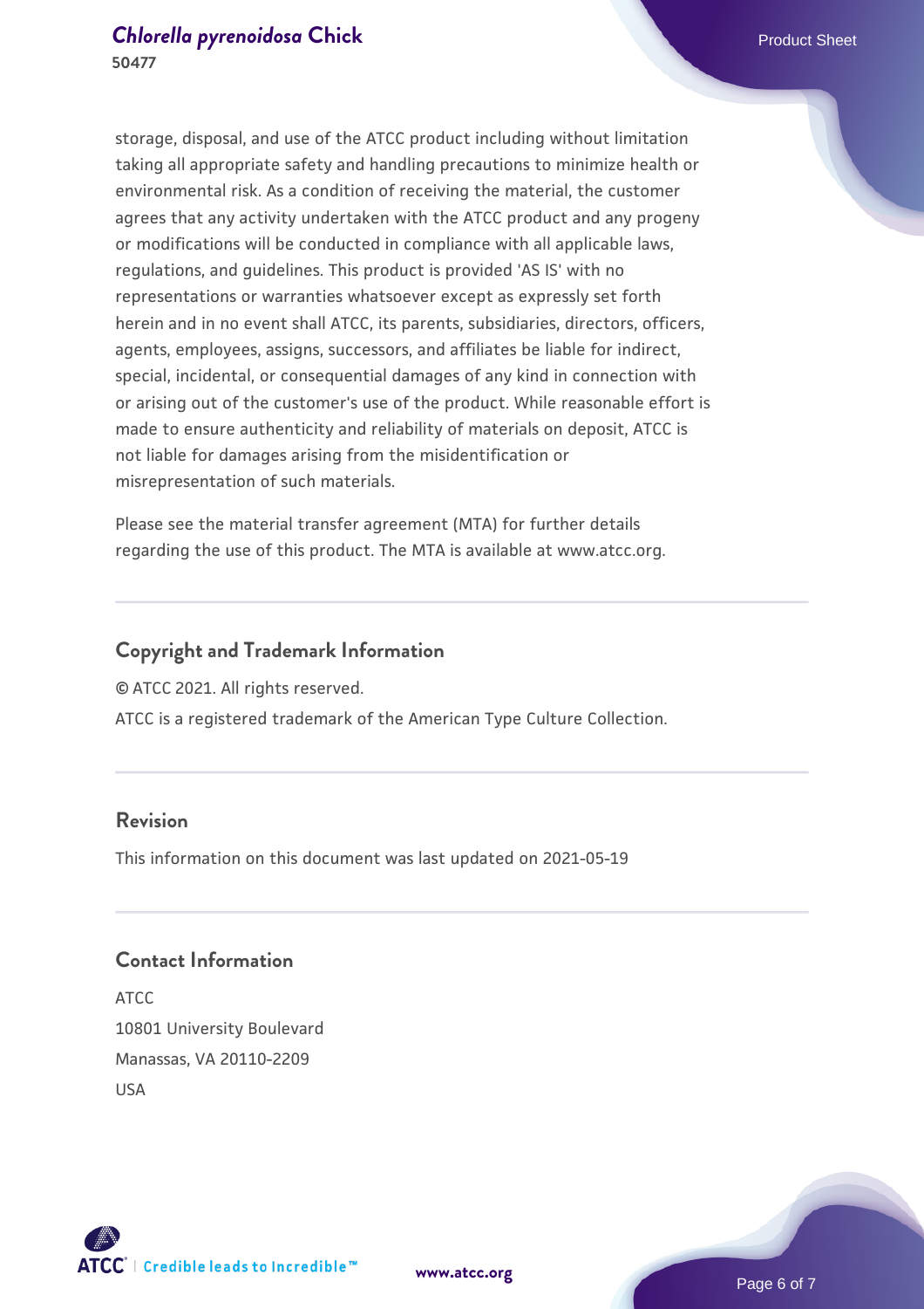storage, disposal, and use of the ATCC product including without limitation taking all appropriate safety and handling precautions to minimize health or environmental risk. As a condition of receiving the material, the customer agrees that any activity undertaken with the ATCC product and any progeny or modifications will be conducted in compliance with all applicable laws, regulations, and guidelines. This product is provided 'AS IS' with no representations or warranties whatsoever except as expressly set forth herein and in no event shall ATCC, its parents, subsidiaries, directors, officers, agents, employees, assigns, successors, and affiliates be liable for indirect, special, incidental, or consequential damages of any kind in connection with or arising out of the customer's use of the product. While reasonable effort is made to ensure authenticity and reliability of materials on deposit, ATCC is not liable for damages arising from the misidentification or misrepresentation of such materials.

Please see the material transfer agreement (MTA) for further details regarding the use of this product. The MTA is available at www.atcc.org.

## Copyright and Trademark Information

© ATCC 2021. All rights reserved.

ATCC is a registered trademark of the American Type Culture Collection.

## Revision

This information on this document was last updated on 2021-05-19

## Contact Information

ATCC
10801 University Boulevard
Manassas, VA 20110-2209
USA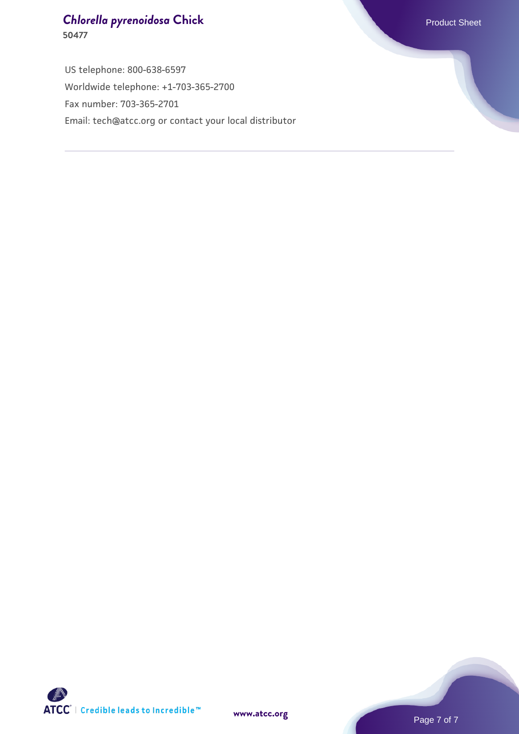US telephone: 800-638-6597

Worldwide telephone: +1-703-365-2700

Fax number: 703-365-2701

Email: tech@atcc.org or contact your local distributor